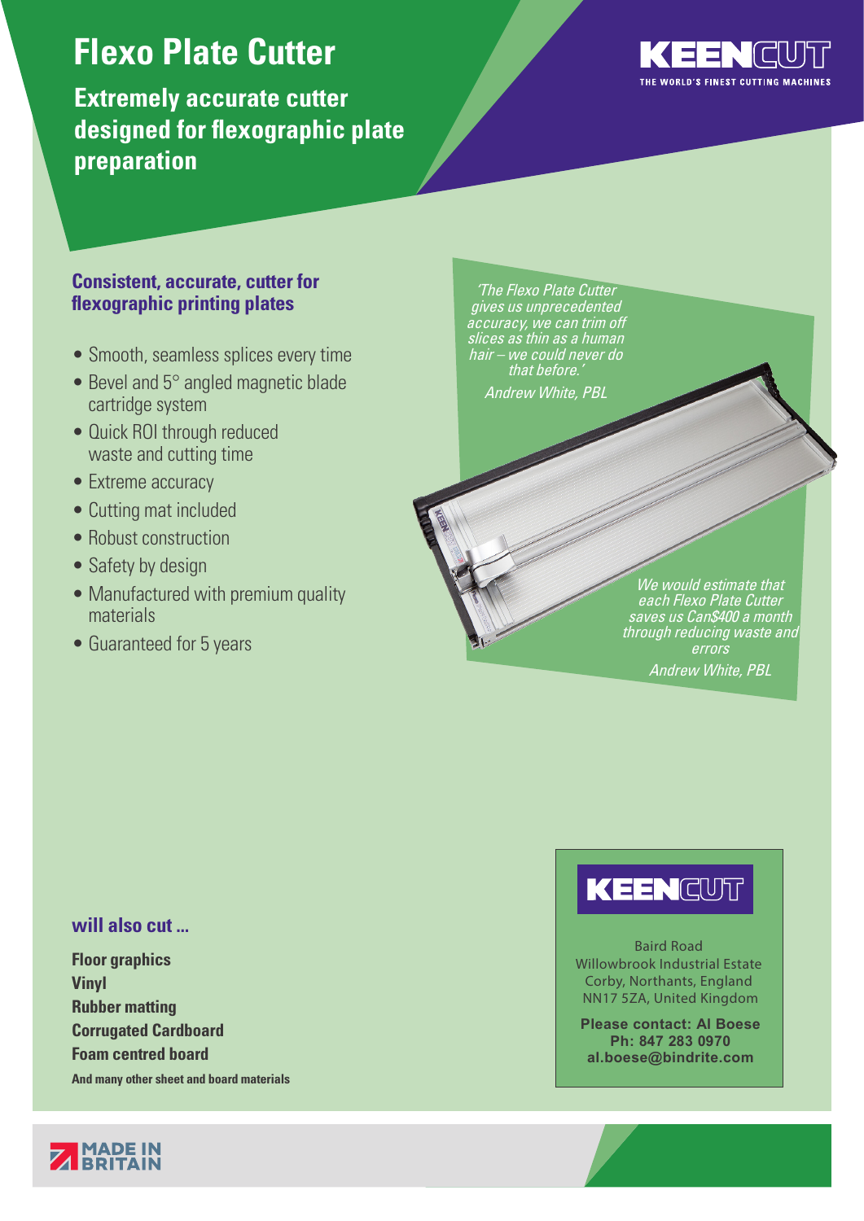# Flexo Plate Cutter

**Extremely accurate cutter designed for flexographic plate preparation**

KEENCUT
THE WORLD'S FINEST CUTTING MACHINES

## Consistent, accurate, cutter for flexographic printing plates

- Smooth, seamless splices every time
- Bevel and 5° angled magnetic blade cartridge system
- Quick ROI through reduced waste and cutting time
- Extreme accuracy
- Cutting mat included
- Robust construction
- Safety by design
- Manufactured with premium quality materials
- Guaranteed for 5 years

*'The Flexo Plate Cutter gives us unprecedented accuracy, we can trim off slices as thin as a human hair – we could never do that before.'*

*Andrew White, PBL*

*We would estimate that each Flexo Plate Cutter saves us Can$400 a month through reducing waste and errors*

*Andrew White, PBL*

## will also cut ...

**Floor graphics**
**Vinyl**
**Rubber matting**
**Corrugated Cardboard**
**Foam centred board**
**And many other sheet and board materials**

KEENCUT

Baird Road
Willowbrook Industrial Estate
Corby, Northants, England
NN17 5ZA, United Kingdom

**Please contact: Al Boese**
**Ph: 847 283 0970**
**al.boese@bindrite.com**

MADE IN BRITAIN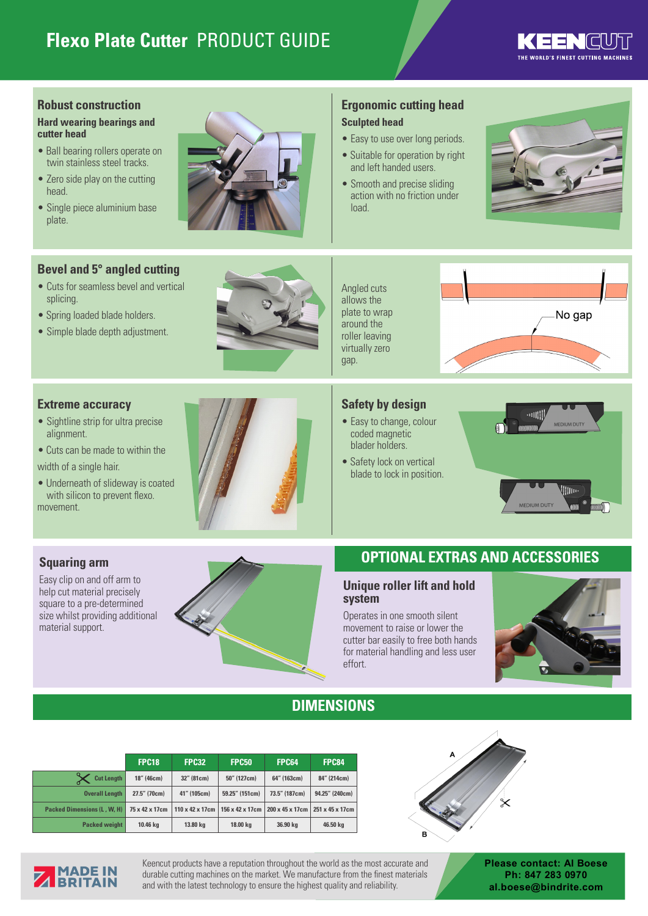# Flexo Plate Cutter PRODUCT GUIDE

KEENCUT
THE WORLD'S FINEST CUTTING MACHINES

## Robust construction

### Hard wearing bearings and cutter head

- Ball bearing rollers operate on twin stainless steel tracks.
- Zero side play on the cutting head.
- Single piece aluminium base plate.

## Ergonomic cutting head

### Sculpted head

- Easy to use over long periods.
- Suitable for operation by right and left handed users.
- Smooth and precise sliding action with no friction under load.

## Bevel and 5° angled cutting

- Cuts for seamless bevel and vertical splicing.
- Spring loaded blade holders.
- Simple blade depth adjustment.

Angled cuts allows the plate to wrap around the roller leaving virtually zero gap.

No gap

## Extreme accuracy

- Sightline strip for ultra precise alignment.
- Cuts can be made to within the width of a single hair.
- Underneath of slideway is coated with silicon to prevent flexo. movement.

## Safety by design

- Easy to change, colour coded magnetic blader holders.
- Safety lock on vertical blade to lock in position.

MEDIUM DUTY

MEDIUM DUTY

## Squaring arm

Easy clip on and off arm to help cut material precisely square to a pre-determined size whilst providing additional material support.

## OPTIONAL EXTRAS AND ACCESSORIES

### Unique roller lift and hold system

Operates in one smooth silent movement to raise or lower the cutter bar easily to free both hands for material handling and less user effort.

## DIMENSIONS

| | FPC18 | FPC32 | FPC50 | FPC64 | FPC84 |
|---|---|---|---|---|---|
| Cut Length | 18" (46cm) | 32" (81cm) | 50" (127cm) | 64" (163cm) | 84" (214cm) |
| Overall Length | 27.5" (70cm) | 41" (105cm) | 59.25" (151cm) | 73.5" (187cm) | 94.25" (240cm) |
| Packed Dimensions (L, W, H) | 75 x 42 x 17cm | 110 x 42 x 17cm | 156 x 42 x 17cm | 200 x 45 x 17cm | 251 x 45 x 17cm |
| Packed weight | 10.46 kg | 13.80 kg | 18.00 kg | 36.90 kg | 46.50 kg |

A

B

MADE IN BRITAIN

Keencut products have a reputation throughout the world as the most accurate and durable cutting machines on the market. We manufacture from the finest materials and with the latest technology to ensure the highest quality and reliability.

**Please contact: Al Boese**
**Ph: 847 283 0970**
**al.boese@bindrite.com**